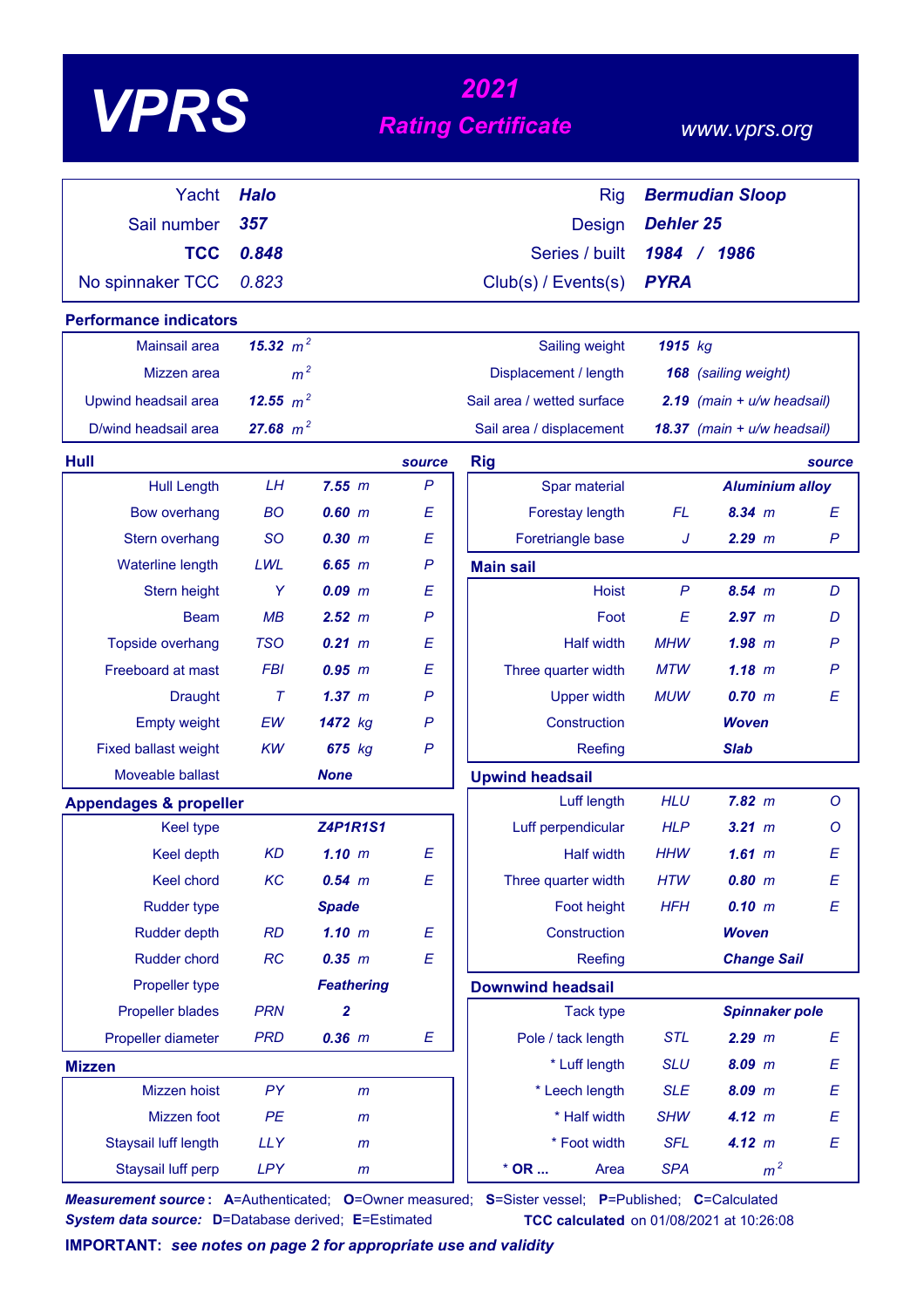# VPRS

## 2021 Rating Certificate

www.vprs.org

| | | | |
|---|---|---|---|
| Yacht | **Halo** | Rig | **Bermudian Sloop** |
| Sail number | **357** | Design | **Dehler 25** |
| **TCC** | **0.848** | Series / built | **1984 / 1986** |
| No spinnaker TCC | 0.823 | Club(s) / Events(s) | **PYRA** |

### Performance indicators

| | | | |
|---|---|---|---|
| Mainsail area | **15.32** $m^2$ | Sailing weight | **1915** kg |
| Mizzen area | $m^2$ | Displacement / length | **168** (sailing weight) |
| Upwind headsail area | **12.55** $m^2$ | Sail area / wetted surface | **2.19** (main + u/w headsail) |
| D/wind headsail area | **27.68** $m^2$ | Sail area / displacement | **18.37** (main + u/w headsail) |

### Hull

| | | | source |
|---|---|---|---|
| Hull Length | LH | **7.55** m | P |
| Bow overhang | BO | **0.60** m | E |
| Stern overhang | SO | **0.30** m | E |
| Waterline length | LWL | **6.65** m | P |
| Stern height | Y | **0.09** m | E |
| Beam | MB | **2.52** m | P |
| Topside overhang | TSO | **0.21** m | E |
| Freeboard at mast | FBI | **0.95** m | E |
| Draught | T | **1.37** m | P |
| Empty weight | EW | **1472** kg | P |
| Fixed ballast weight | KW | **675** kg | P |
| Moveable ballast | | **None** | |

### Appendages & propeller

| | | | |
|---|---|---|---|
| Keel type | | **Z4P1R1S1** | |
| Keel depth | KD | **1.10** m | E |
| Keel chord | KC | **0.54** m | E |
| Rudder type | | **Spade** | |
| Rudder depth | RD | **1.10** m | E |
| Rudder chord | RC | **0.35** m | E |
| Propeller type | | **Feathering** | |
| Propeller blades | PRN | **2** | |
| Propeller diameter | PRD | **0.36** m | E |

### Mizzen

| | | | |
|---|---|---|---|
| Mizzen hoist | PY | m | |
| Mizzen foot | PE | m | |
| Staysail luff length | LLY | m | |
| Staysail luff perp | LPY | m | |

### Rig

| | | | source |
|---|---|---|---|
| Spar material | | **Aluminium alloy** | |
| Forestay length | FL | **8.34** m | E |
| Foretriangle base | J | **2.29** m | P |

### Main sail

| | | | |
|---|---|---|---|
| Hoist | P | **8.54** m | D |
| Foot | E | **2.97** m | D |
| Half width | MHW | **1.98** m | P |
| Three quarter width | MTW | **1.18** m | P |
| Upper width | MUW | **0.70** m | E |
| Construction | | **Woven** | |
| Reefing | | **Slab** | |

### Upwind headsail

| | | | |
|---|---|---|---|
| Luff length | HLU | **7.82** m | O |
| Luff perpendicular | HLP | **3.21** m | O |
| Half width | HHW | **1.61** m | E |
| Three quarter width | HTW | **0.80** m | E |
| Foot height | HFH | **0.10** m | E |
| Construction | | **Woven** | |
| Reefing | | **Change Sail** | |

### Downwind headsail

| | | | |
|---|---|---|---|
| Tack type | | **Spinnaker pole** | |
| Pole / tack length | STL | **2.29** m | E |
| * Luff length | SLU | **8.09** m | E |
| * Leech length | SLE | **8.09** m | E |
| * Half width | SHW | **4.12** m | E |
| * Foot width | SFL | **4.12** m | E |
| * **OR ...** Area | SPA | $m^2$ | |

***Measurement source*:** **A**=Authenticated; **O**=Owner measured; **S**=Sister vessel; **P**=Published; **C**=Calculated
***System data source:*** **D**=Database derived; **E**=Estimated

**TCC calculated** on 01/08/2021 at 10:26:08

**IMPORTANT:** ***see notes on page 2 for appropriate use and validity***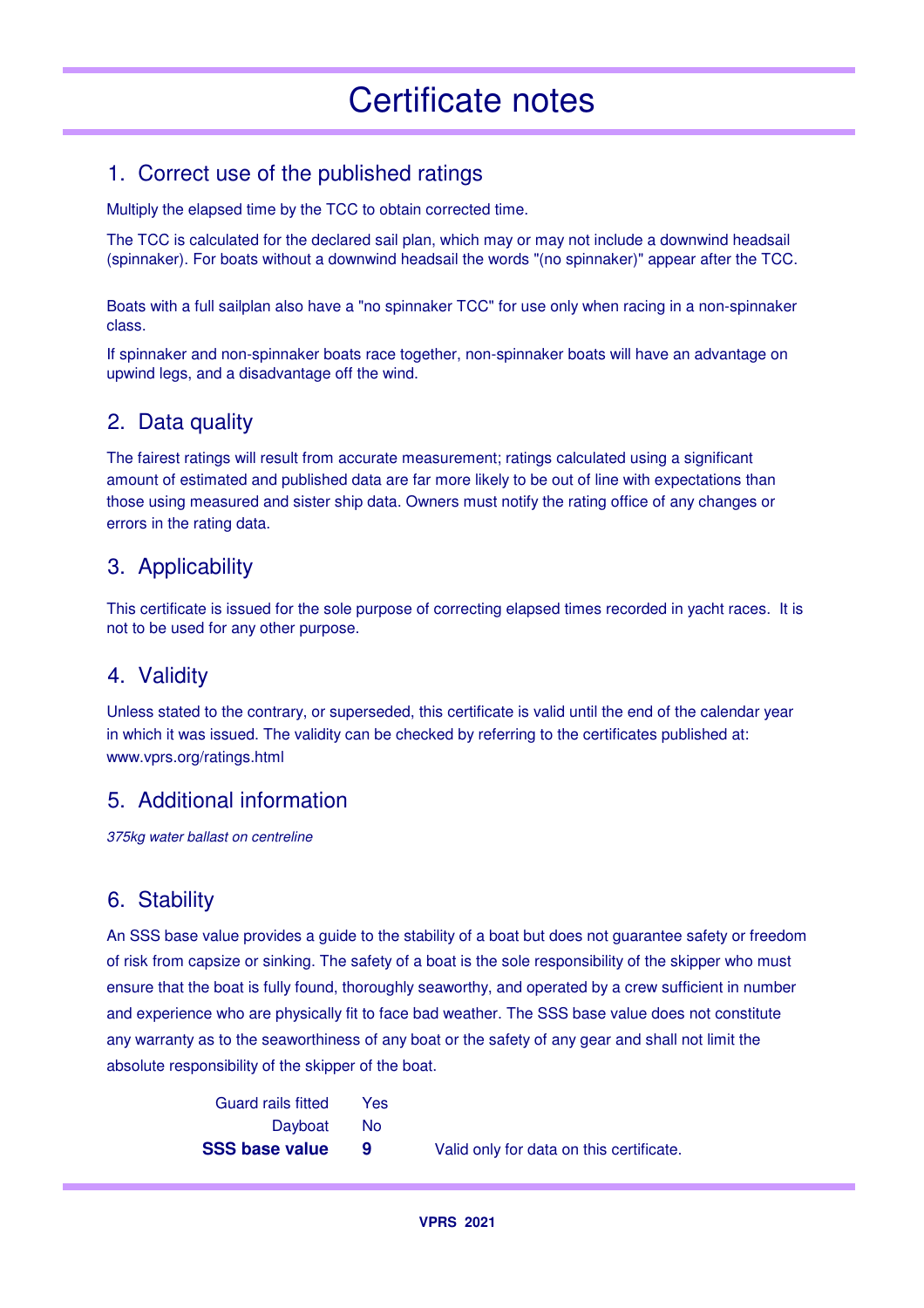# Certificate notes

## 1. Correct use of the published ratings

Multiply the elapsed time by the TCC to obtain corrected time.

The TCC is calculated for the declared sail plan, which may or may not include a downwind headsail (spinnaker). For boats without a downwind headsail the words "(no spinnaker)" appear after the TCC.

Boats with a full sailplan also have a "no spinnaker TCC" for use only when racing in a non-spinnaker class.

If spinnaker and non-spinnaker boats race together, non-spinnaker boats will have an advantage on upwind legs, and a disadvantage off the wind.

## 2. Data quality

The fairest ratings will result from accurate measurement; ratings calculated using a significant amount of estimated and published data are far more likely to be out of line with expectations than those using measured and sister ship data. Owners must notify the rating office of any changes or errors in the rating data.

## 3. Applicability

This certificate is issued for the sole purpose of correcting elapsed times recorded in yacht races. It is not to be used for any other purpose.

## 4. Validity

Unless stated to the contrary, or superseded, this certificate is valid until the end of the calendar year in which it was issued. The validity can be checked by referring to the certificates published at: www.vprs.org/ratings.html

## 5. Additional information

*375kg water ballast on centreline*

## 6. Stability

An SSS base value provides a guide to the stability of a boat but does not guarantee safety or freedom of risk from capsize or sinking. The safety of a boat is the sole responsibility of the skipper who must ensure that the boat is fully found, thoroughly seaworthy, and operated by a crew sufficient in number and experience who are physically fit to face bad weather. The SSS base value does not constitute any warranty as to the seaworthiness of any boat or the safety of any gear and shall not limit the absolute responsibility of the skipper of the boat.

| | | |
|---|---|---|
| Guard rails fitted | Yes | |
| Dayboat | No | |
| **SSS base value** | **9** | Valid only for data on this certificate. |

**VPRS 2021**